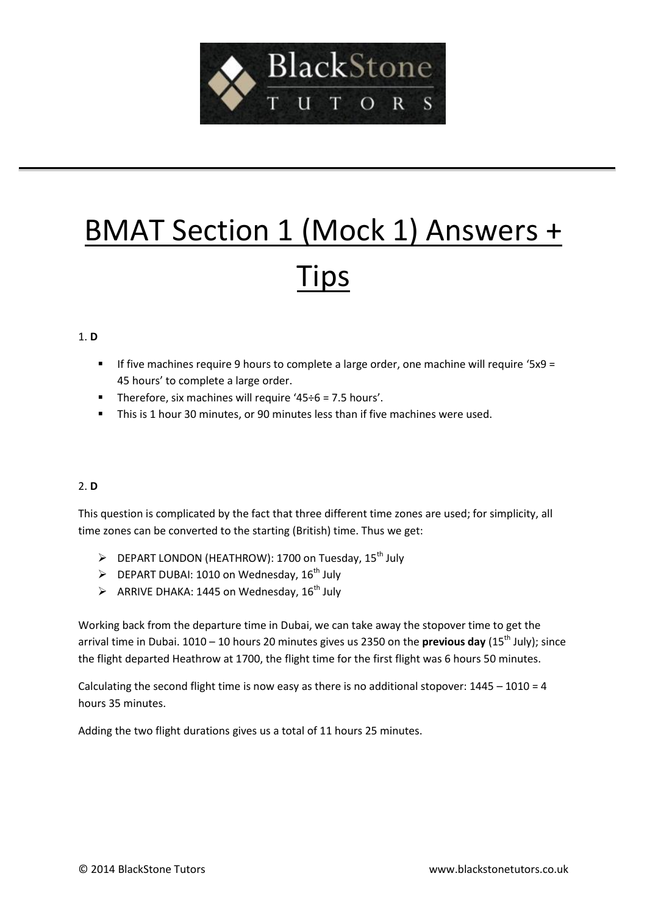# BMAT Section 1 (Mock 1) Answers + Tips

1. **D**

- If five machines require 9 hours to complete a large order, one machine will require '5x9 = 45 hours' to complete a large order.
- Therefore, six machines will require '45÷6 = 7.5 hours'.
- This is 1 hour 30 minutes, or 90 minutes less than if five machines were used.

2. **D**

This question is complicated by the fact that three different time zones are used; for simplicity, all time zones can be converted to the starting (British) time. Thus we get:

- DEPART LONDON (HEATHROW): 1700 on Tuesday, 15th July
- DEPART DUBAI: 1010 on Wednesday, 16th July
- ARRIVE DHAKA: 1445 on Wednesday, 16th July

Working back from the departure time in Dubai, we can take away the stopover time to get the arrival time in Dubai. 1010 – 10 hours 20 minutes gives us 2350 on the **previous day** (15th July); since the flight departed Heathrow at 1700, the flight time for the first flight was 6 hours 50 minutes.

Calculating the second flight time is now easy as there is no additional stopover: 1445 – 1010 = 4 hours 35 minutes.

Adding the two flight durations gives us a total of 11 hours 25 minutes.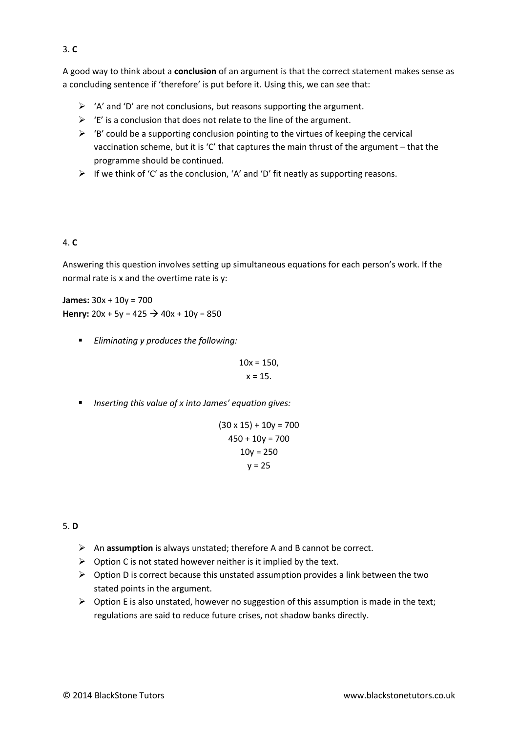3. **C**

A good way to think about a **conclusion** of an argument is that the correct statement makes sense as a concluding sentence if 'therefore' is put before it. Using this, we can see that:

- 'A' and 'D' are not conclusions, but reasons supporting the argument.
- 'E' is a conclusion that does not relate to the line of the argument.
- 'B' could be a supporting conclusion pointing to the virtues of keeping the cervical vaccination scheme, but it is 'C' that captures the main thrust of the argument – that the programme should be continued.
- If we think of 'C' as the conclusion, 'A' and 'D' fit neatly as supporting reasons.

4. **C**

Answering this question involves setting up simultaneous equations for each person's work. If the normal rate is x and the overtime rate is y:

**James:** $30x + 10y = 700$
**Henry:** $20x + 5y = 425 \rightarrow 40x + 10y = 850$

- *Eliminating y produces the following:*

$$10x = 150,$$
$$x = 15.$$

- *Inserting this value of x into James' equation gives:*

$$(30 \times 15) + 10y = 700$$
$$450 + 10y = 700$$
$$10y = 250$$
$$y = 25$$

5. **D**

- An **assumption** is always unstated; therefore A and B cannot be correct.
- Option C is not stated however neither is it implied by the text.
- Option D is correct because this unstated assumption provides a link between the two stated points in the argument.
- Option E is also unstated, however no suggestion of this assumption is made in the text; regulations are said to reduce future crises, not shadow banks directly.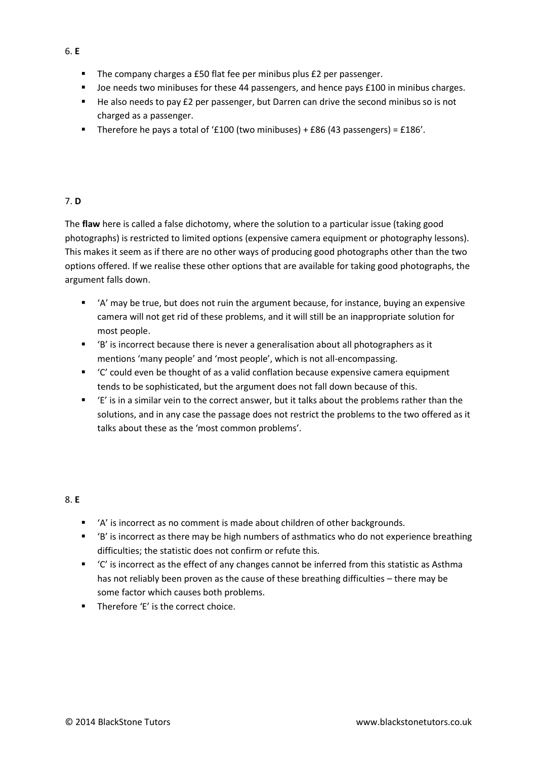6. **E**

- The company charges a £50 flat fee per minibus plus £2 per passenger.
- Joe needs two minibuses for these 44 passengers, and hence pays £100 in minibus charges.
- He also needs to pay £2 per passenger, but Darren can drive the second minibus so is not charged as a passenger.
- Therefore he pays a total of '£100 (two minibuses) + £86 (43 passengers) = £186'.

7. **D**

The **flaw** here is called a false dichotomy, where the solution to a particular issue (taking good photographs) is restricted to limited options (expensive camera equipment or photography lessons). This makes it seem as if there are no other ways of producing good photographs other than the two options offered. If we realise these other options that are available for taking good photographs, the argument falls down.

- 'A' may be true, but does not ruin the argument because, for instance, buying an expensive camera will not get rid of these problems, and it will still be an inappropriate solution for most people.
- 'B' is incorrect because there is never a generalisation about all photographers as it mentions 'many people' and 'most people', which is not all-encompassing.
- 'C' could even be thought of as a valid conflation because expensive camera equipment tends to be sophisticated, but the argument does not fall down because of this.
- 'E' is in a similar vein to the correct answer, but it talks about the problems rather than the solutions, and in any case the passage does not restrict the problems to the two offered as it talks about these as the 'most common problems'.

8. **E**

- 'A' is incorrect as no comment is made about children of other backgrounds.
- 'B' is incorrect as there may be high numbers of asthmatics who do not experience breathing difficulties; the statistic does not confirm or refute this.
- 'C' is incorrect as the effect of any changes cannot be inferred from this statistic as Asthma has not reliably been proven as the cause of these breathing difficulties – there may be some factor which causes both problems.
- Therefore 'E' is the correct choice.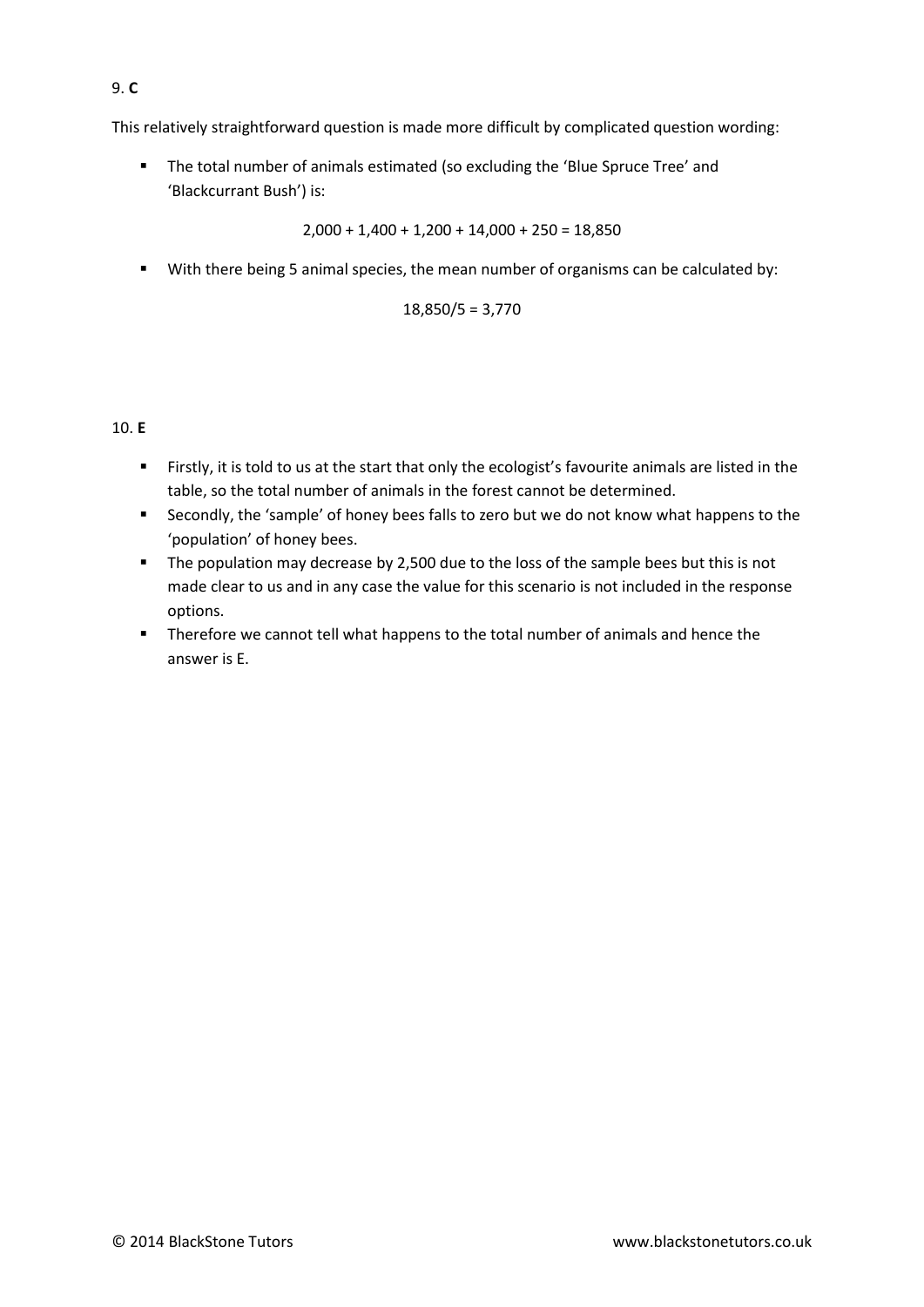9. **C**

This relatively straightforward question is made more difficult by complicated question wording:

- The total number of animals estimated (so excluding the 'Blue Spruce Tree' and 'Blackcurrant Bush') is:

$$2{,}000 + 1{,}400 + 1{,}200 + 14{,}000 + 250 = 18{,}850$$

- With there being 5 animal species, the mean number of organisms can be calculated by:

$$18{,}850/5 = 3{,}770$$

10. **E**

- Firstly, it is told to us at the start that only the ecologist's favourite animals are listed in the table, so the total number of animals in the forest cannot be determined.
- Secondly, the 'sample' of honey bees falls to zero but we do not know what happens to the 'population' of honey bees.
- The population may decrease by 2,500 due to the loss of the sample bees but this is not made clear to us and in any case the value for this scenario is not included in the response options.
- Therefore we cannot tell what happens to the total number of animals and hence the answer is E.